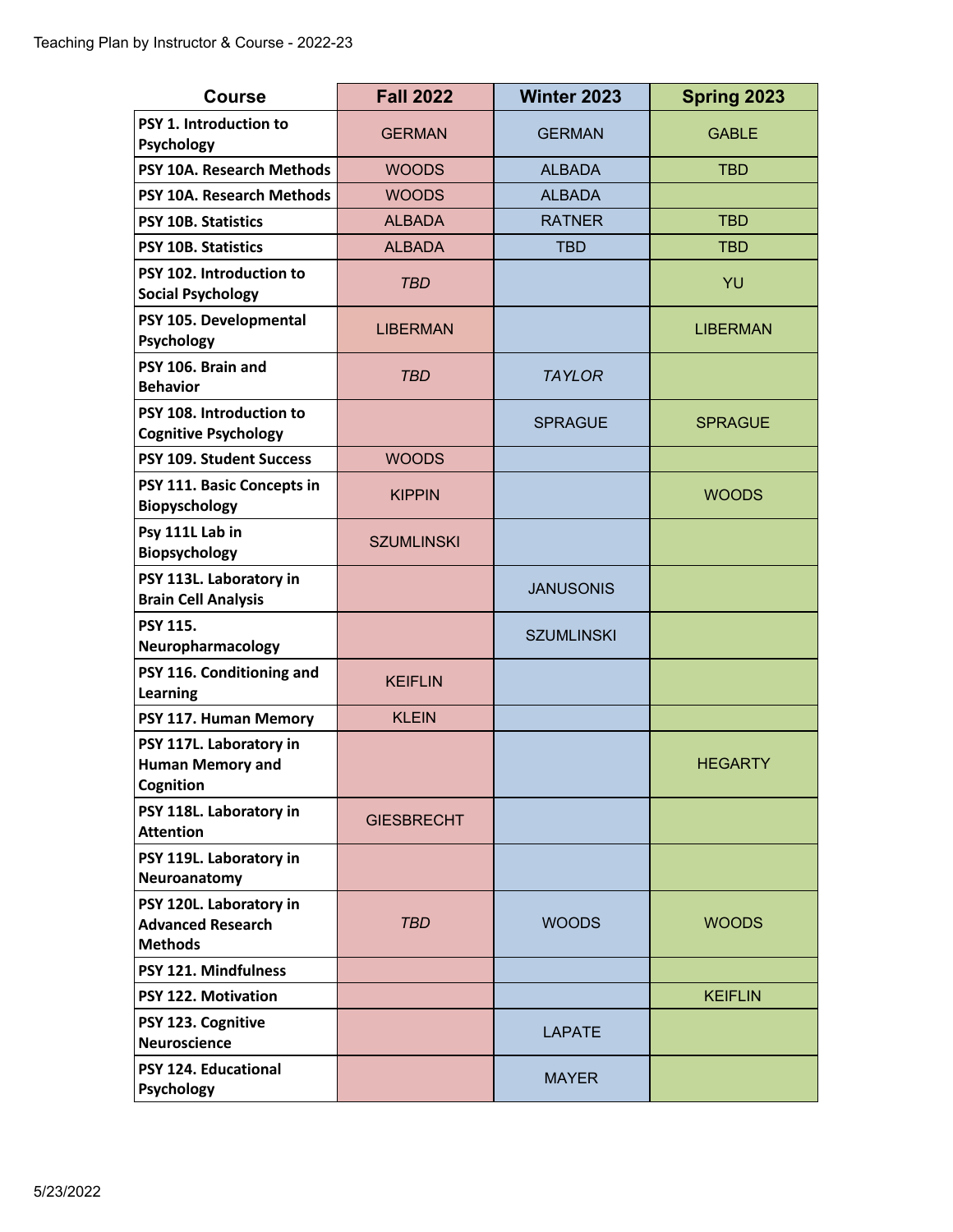Teaching Plan by Instructor & Course - 2022-23

| Course | Fall 2022 | Winter 2023 | Spring 2023 |
|---|---|---|---|
| **PSY 1. Introduction to Psychology** | GERMAN | GERMAN | GABLE |
| **PSY 10A. Research Methods** | WOODS | ALBADA | TBD |
| **PSY 10A. Research Methods** | WOODS | ALBADA | |
| **PSY 10B. Statistics** | ALBADA | RATNER | TBD |
| **PSY 10B. Statistics** | ALBADA | TBD | TBD |
| **PSY 102. Introduction to Social Psychology** | *TBD* | | YU |
| **PSY 105. Developmental Psychology** | LIBERMAN | | LIBERMAN |
| **PSY 106. Brain and Behavior** | *TBD* | *TAYLOR* | |
| **PSY 108. Introduction to Cognitive Psychology** | | SPRAGUE | SPRAGUE |
| **PSY 109. Student Success** | WOODS | | |
| **PSY 111. Basic Concepts in Biopyschology** | KIPPIN | | WOODS |
| **Psy 111L Lab in Biopsychology** | SZUMLINSKI | | |
| **PSY 113L. Laboratory in Brain Cell Analysis** | | JANUSONIS | |
| **PSY 115. Neuropharmacology** | | SZUMLINSKI | |
| **PSY 116. Conditioning and Learning** | KEIFLIN | | |
| **PSY 117. Human Memory** | KLEIN | | |
| **PSY 117L. Laboratory in Human Memory and Cognition** | | | HEGARTY |
| **PSY 118L. Laboratory in Attention** | GIESBRECHT | | |
| **PSY 119L. Laboratory in Neuroanatomy** | | | |
| **PSY 120L. Laboratory in Advanced Research Methods** | *TBD* | WOODS | WOODS |
| **PSY 121. Mindfulness** | | | |
| **PSY 122. Motivation** | | | KEIFLIN |
| **PSY 123. Cognitive Neuroscience** | | LAPATE | |
| **PSY 124. Educational Psychology** | | MAYER | |

5/23/2022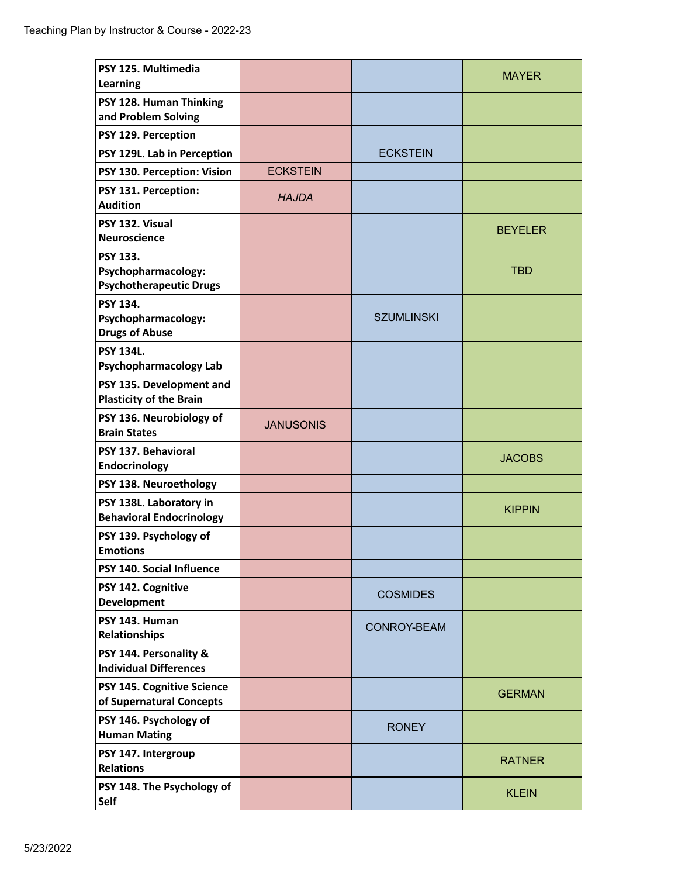| Course | | | |
|---|---|---|---|
| **PSY 125. Multimedia Learning** | | | MAYER |
| **PSY 128. Human Thinking and Problem Solving** | | | |
| **PSY 129. Perception** | | | |
| **PSY 129L. Lab in Perception** | | ECKSTEIN | |
| **PSY 130. Perception: Vision** | ECKSTEIN | | |
| **PSY 131. Perception: Audition** | *HAJDA* | | |
| **PSY 132. Visual Neuroscience** | | | BEYELER |
| **PSY 133. Psychopharmacology: Psychotherapeutic Drugs** | | | TBD |
| **PSY 134. Psychopharmacology: Drugs of Abuse** | | SZUMLINSKI | |
| **PSY 134L. Psychopharmacology Lab** | | | |
| **PSY 135. Development and Plasticity of the Brain** | | | |
| **PSY 136. Neurobiology of Brain States** | JANUSONIS | | |
| **PSY 137. Behavioral Endocrinology** | | | JACOBS |
| **PSY 138. Neuroethology** | | | |
| **PSY 138L. Laboratory in Behavioral Endocrinology** | | | KIPPIN |
| **PSY 139. Psychology of Emotions** | | | |
| **PSY 140. Social Influence** | | | |
| **PSY 142. Cognitive Development** | | COSMIDES | |
| **PSY 143. Human Relationships** | | CONROY-BEAM | |
| **PSY 144. Personality & Individual Differences** | | | |
| **PSY 145. Cognitive Science of Supernatural Concepts** | | | GERMAN |
| **PSY 146. Psychology of Human Mating** | | RONEY | |
| **PSY 147. Intergroup Relations** | | | RATNER |
| **PSY 148. The Psychology of Self** | | | KLEIN |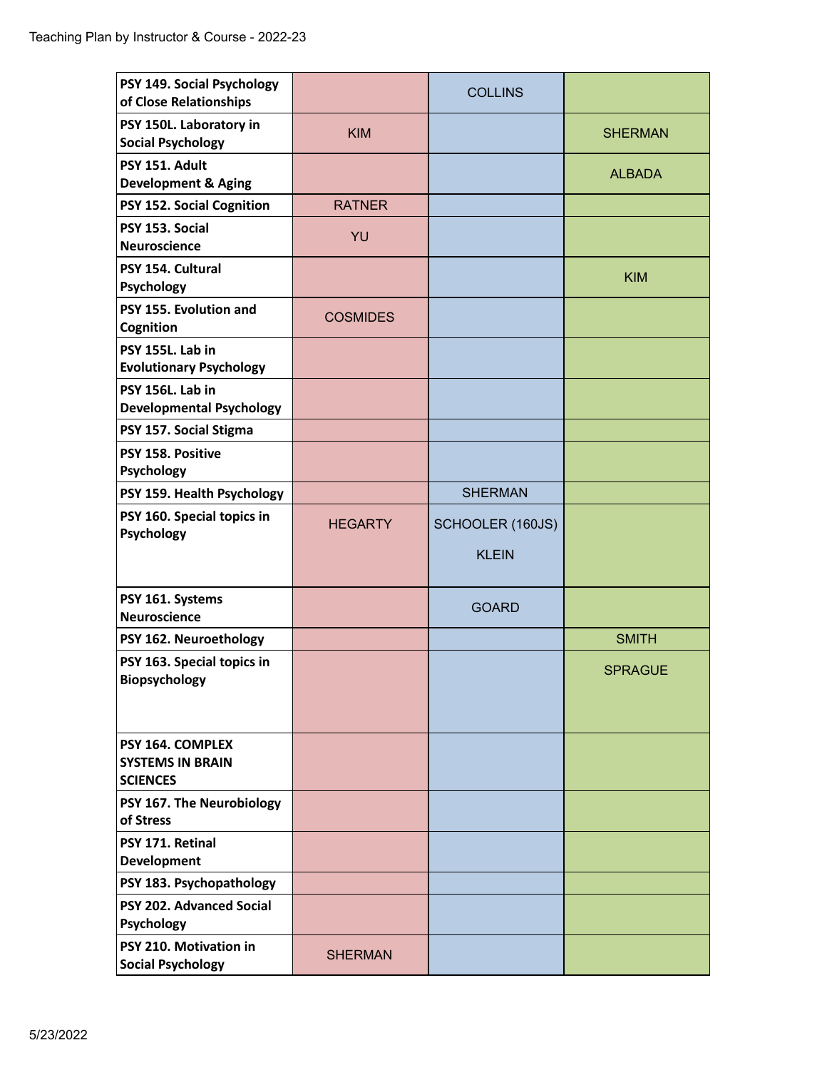| Course | | | |
|---|---|---|---|
| PSY 149. Social Psychology of Close Relationships | | COLLINS | |
| PSY 150L. Laboratory in Social Psychology | KIM | | SHERMAN |
| PSY 151. Adult Development & Aging | | | ALBADA |
| PSY 152. Social Cognition | RATNER | | |
| PSY 153. Social Neuroscience | YU | | |
| PSY 154. Cultural Psychology | | | KIM |
| PSY 155. Evolution and Cognition | COSMIDES | | |
| PSY 155L. Lab in Evolutionary Psychology | | | |
| PSY 156L. Lab in Developmental Psychology | | | |
| PSY 157. Social Stigma | | | |
| PSY 158. Positive Psychology | | | |
| PSY 159. Health Psychology | | SHERMAN | |
| PSY 160. Special topics in Psychology | HEGARTY | SCHOOLER (160JS)<br>KLEIN | |
| PSY 161. Systems Neuroscience | | GOARD | |
| PSY 162. Neuroethology | | | SMITH |
| PSY 163. Special topics in Biopsychology | | | SPRAGUE |
| PSY 164. COMPLEX SYSTEMS IN BRAIN SCIENCES | | | |
| PSY 167. The Neurobiology of Stress | | | |
| PSY 171. Retinal Development | | | |
| PSY 183. Psychopathology | | | |
| PSY 202. Advanced Social Psychology | | | |
| PSY 210. Motivation in Social Psychology | SHERMAN | | |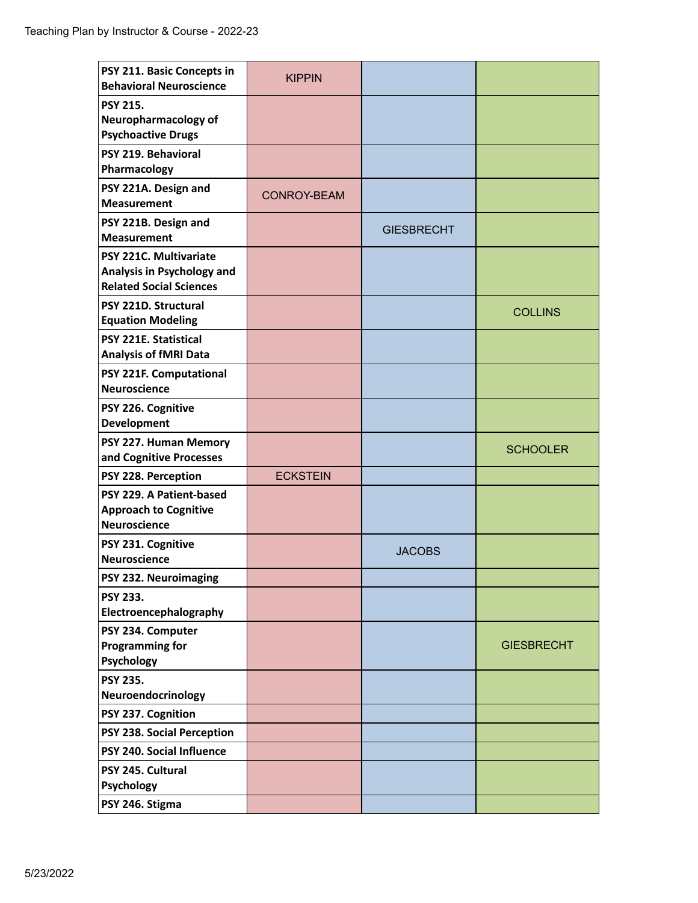| | | | |
|---|---|---|---|
| **PSY 211. Basic Concepts in Behavioral Neuroscience** | KIPPIN | | |
| **PSY 215. Neuropharmacology of Psychoactive Drugs** | | | |
| **PSY 219. Behavioral Pharmacology** | | | |
| **PSY 221A. Design and Measurement** | CONROY-BEAM | | |
| **PSY 221B. Design and Measurement** | | GIESBRECHT | |
| **PSY 221C. Multivariate Analysis in Psychology and Related Social Sciences** | | | |
| **PSY 221D. Structural Equation Modeling** | | | COLLINS |
| **PSY 221E. Statistical Analysis of fMRI Data** | | | |
| **PSY 221F. Computational Neuroscience** | | | |
| **PSY 226. Cognitive Development** | | | |
| **PSY 227. Human Memory and Cognitive Processes** | | | SCHOOLER |
| **PSY 228. Perception** | ECKSTEIN | | |
| **PSY 229. A Patient-based Approach to Cognitive Neuroscience** | | | |
| **PSY 231. Cognitive Neuroscience** | | JACOBS | |
| **PSY 232. Neuroimaging** | | | |
| **PSY 233. Electroencephalography** | | | |
| **PSY 234. Computer Programming for Psychology** | | | GIESBRECHT |
| **PSY 235. Neuroendocrinology** | | | |
| **PSY 237. Cognition** | | | |
| **PSY 238. Social Perception** | | | |
| **PSY 240. Social Influence** | | | |
| **PSY 245. Cultural Psychology** | | | |
| **PSY 246. Stigma** | | | |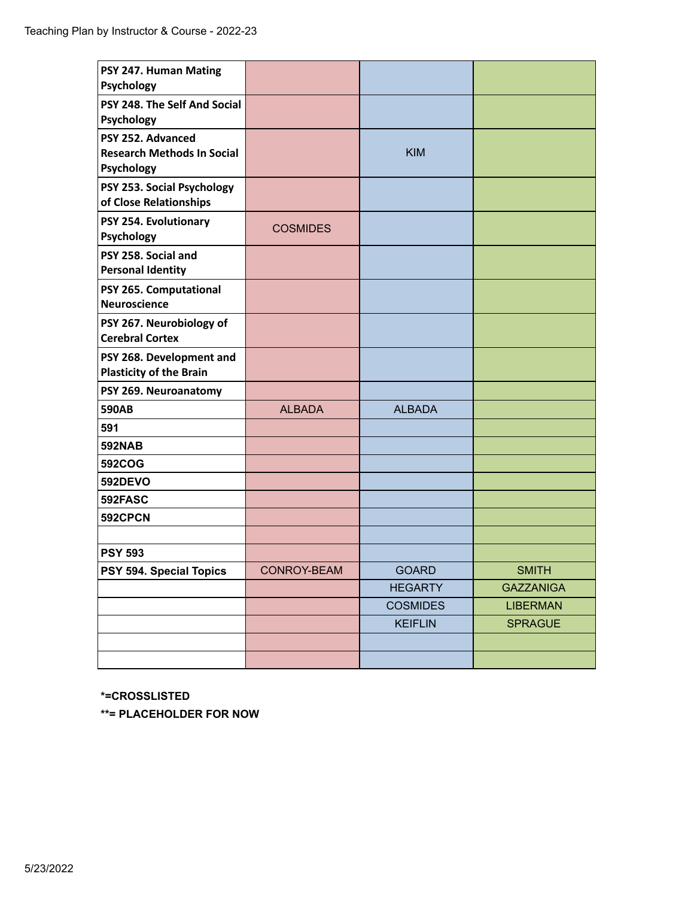| | | | |
|---|---|---|---|
| **PSY 247. Human Mating Psychology** | | | |
| **PSY 248. The Self And Social Psychology** | | | |
| **PSY 252. Advanced Research Methods In Social Psychology** | | KIM | |
| **PSY 253. Social Psychology of Close Relationships** | | | |
| **PSY 254. Evolutionary Psychology** | COSMIDES | | |
| **PSY 258. Social and Personal Identity** | | | |
| **PSY 265. Computational Neuroscience** | | | |
| **PSY 267. Neurobiology of Cerebral Cortex** | | | |
| **PSY 268. Development and Plasticity of the Brain** | | | |
| **PSY 269. Neuroanatomy** | | | |
| **590AB** | ALBADA | ALBADA | |
| **591** | | | |
| **592NAB** | | | |
| **592COG** | | | |
| **592DEVO** | | | |
| **592FASC** | | | |
| **592CPCN** | | | |
| | | | |
| **PSY 593** | | | |
| **PSY 594. Special Topics** | CONROY-BEAM | GOARD | SMITH |
| | | HEGARTY | GAZZANIGA |
| | | COSMIDES | LIBERMAN |
| | | KEIFLIN | SPRAGUE |
| | | | |
| | | | |

**\*=CROSSLISTED**

**\*\*= PLACEHOLDER FOR NOW**